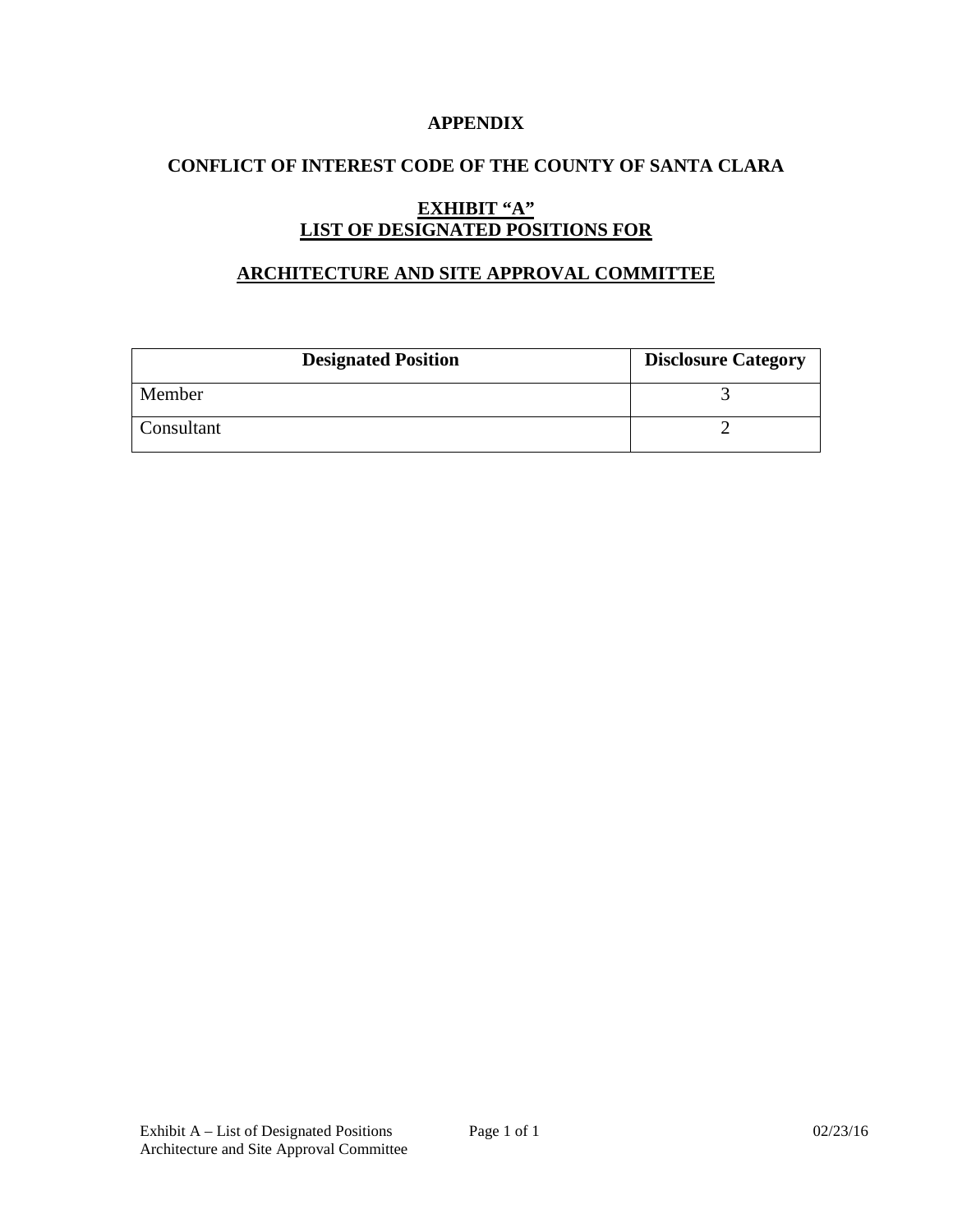# APPENDIX

## CONFLICT OF INTEREST CODE OF THE COUNTY OF SANTA CLARA

## EXHIBIT "A"
## LIST OF DESIGNATED POSITIONS FOR

## ARCHITECTURE AND SITE APPROVAL COMMITTEE

| Designated Position | Disclosure Category |
| --- | --- |
| Member | 3 |
| Consultant | 2 |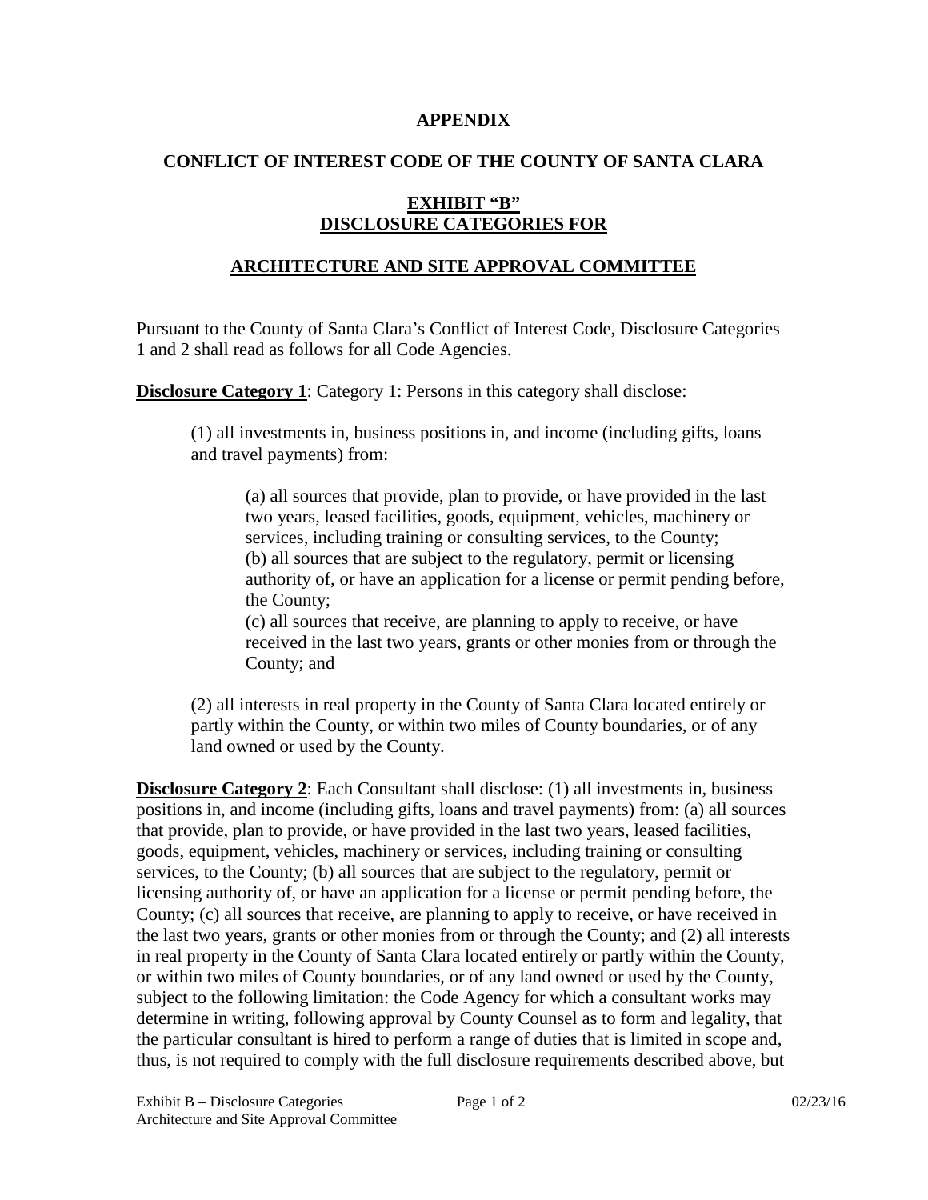**APPENDIX**

**CONFLICT OF INTEREST CODE OF THE COUNTY OF SANTA CLARA**

**EXHIBIT "B"**
**DISCLOSURE CATEGORIES FOR**

**ARCHITECTURE AND SITE APPROVAL COMMITTEE**

Pursuant to the County of Santa Clara's Conflict of Interest Code, Disclosure Categories 1 and 2 shall read as follows for all Code Agencies.

**Disclosure Category 1**: Category 1: Persons in this category shall disclose:

> (1) all investments in, business positions in, and income (including gifts, loans and travel payments) from:
>
> > (a) all sources that provide, plan to provide, or have provided in the last two years, leased facilities, goods, equipment, vehicles, machinery or services, including training or consulting services, to the County;
> > (b) all sources that are subject to the regulatory, permit or licensing authority of, or have an application for a license or permit pending before, the County;
> > (c) all sources that receive, are planning to apply to receive, or have received in the last two years, grants or other monies from or through the County; and
>
> (2) all interests in real property in the County of Santa Clara located entirely or partly within the County, or within two miles of County boundaries, or of any land owned or used by the County.

**Disclosure Category 2**: Each Consultant shall disclose: (1) all investments in, business positions in, and income (including gifts, loans and travel payments) from: (a) all sources that provide, plan to provide, or have provided in the last two years, leased facilities, goods, equipment, vehicles, machinery or services, including training or consulting services, to the County; (b) all sources that are subject to the regulatory, permit or licensing authority of, or have an application for a license or permit pending before, the County; (c) all sources that receive, are planning to apply to receive, or have received in the last two years, grants or other monies from or through the County; and (2) all interests in real property in the County of Santa Clara located entirely or partly within the County, or within two miles of County boundaries, or of any land owned or used by the County, subject to the following limitation: the Code Agency for which a consultant works may determine in writing, following approval by County Counsel as to form and legality, that the particular consultant is hired to perform a range of duties that is limited in scope and, thus, is not required to comply with the full disclosure requirements described above, but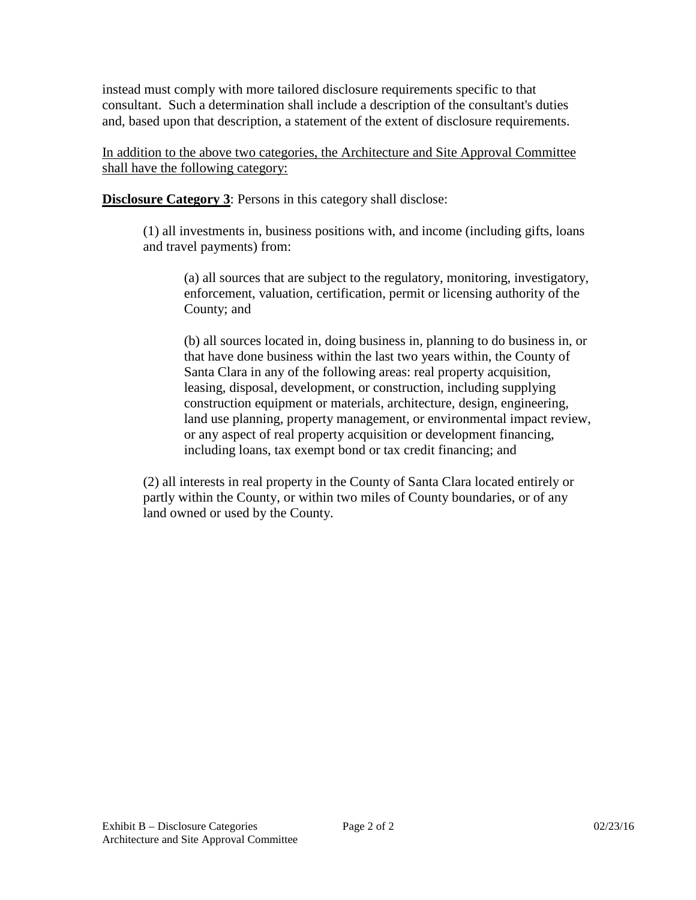instead must comply with more tailored disclosure requirements specific to that consultant. Such a determination shall include a description of the consultant's duties and, based upon that description, a statement of the extent of disclosure requirements.

<u>In addition to the above two categories, the Architecture and Site Approval Committee shall have the following category:</u>

**<u>Disclosure Category 3</u>**: Persons in this category shall disclose:

(1) all investments in, business positions with, and income (including gifts, loans and travel payments) from:

(a) all sources that are subject to the regulatory, monitoring, investigatory, enforcement, valuation, certification, permit or licensing authority of the County; and

(b) all sources located in, doing business in, planning to do business in, or that have done business within the last two years within, the County of Santa Clara in any of the following areas: real property acquisition, leasing, disposal, development, or construction, including supplying construction equipment or materials, architecture, design, engineering, land use planning, property management, or environmental impact review, or any aspect of real property acquisition or development financing, including loans, tax exempt bond or tax credit financing; and

(2) all interests in real property in the County of Santa Clara located entirely or partly within the County, or within two miles of County boundaries, or of any land owned or used by the County.